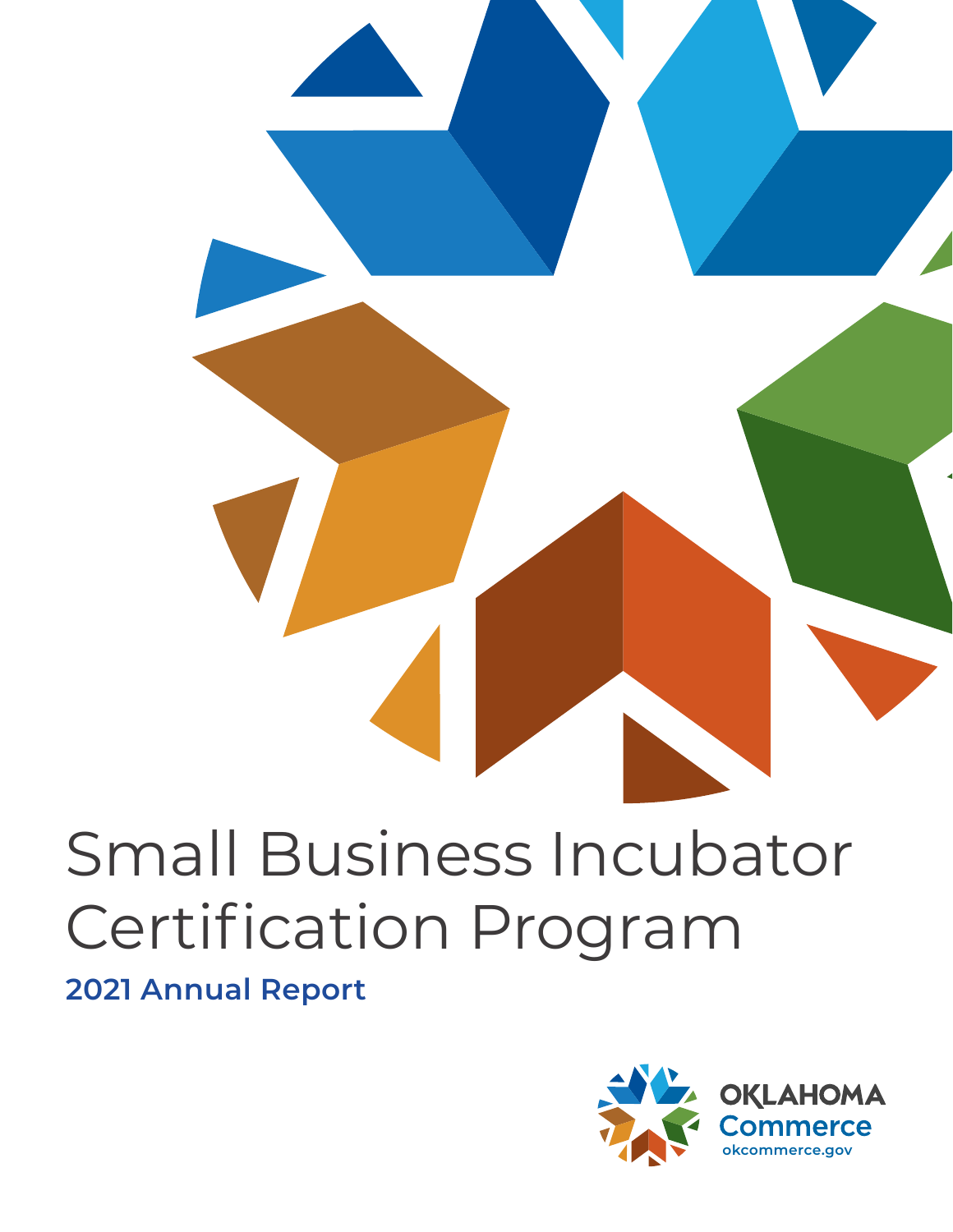# Small Business Incubator Certification Program

## 2021 Annual Report

OKLAHOMA
Commerce
okcommerce.gov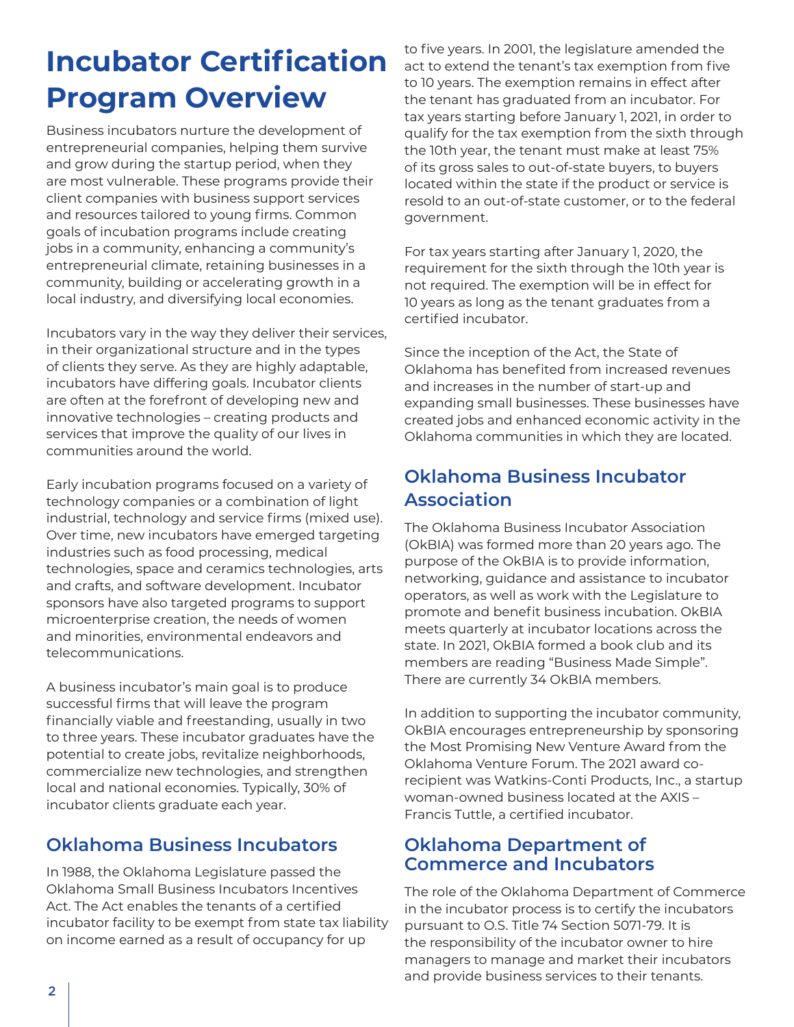# Incubator Certification Program Overview

Business incubators nurture the development of entrepreneurial companies, helping them survive and grow during the startup period, when they are most vulnerable. These programs provide their client companies with business support services and resources tailored to young firms. Common goals of incubation programs include creating jobs in a community, enhancing a community's entrepreneurial climate, retaining businesses in a community, building or accelerating growth in a local industry, and diversifying local economies.

Incubators vary in the way they deliver their services, in their organizational structure and in the types of clients they serve. As they are highly adaptable, incubators have differing goals. Incubator clients are often at the forefront of developing new and innovative technologies – creating products and services that improve the quality of our lives in communities around the world.

Early incubation programs focused on a variety of technology companies or a combination of light industrial, technology and service firms (mixed use). Over time, new incubators have emerged targeting industries such as food processing, medical technologies, space and ceramics technologies, arts and crafts, and software development. Incubator sponsors have also targeted programs to support microenterprise creation, the needs of women and minorities, environmental endeavors and telecommunications.

A business incubator's main goal is to produce successful firms that will leave the program financially viable and freestanding, usually in two to three years. These incubator graduates have the potential to create jobs, revitalize neighborhoods, commercialize new technologies, and strengthen local and national economies. Typically, 30% of incubator clients graduate each year.

## Oklahoma Business Incubators

In 1988, the Oklahoma Legislature passed the Oklahoma Small Business Incubators Incentives Act. The Act enables the tenants of a certified incubator facility to be exempt from state tax liability on income earned as a result of occupancy for up to five years. In 2001, the legislature amended the act to extend the tenant's tax exemption from five to 10 years. The exemption remains in effect after the tenant has graduated from an incubator. For tax years starting before January 1, 2021, in order to qualify for the tax exemption from the sixth through the 10th year, the tenant must make at least 75% of its gross sales to out-of-state buyers, to buyers located within the state if the product or service is resold to an out-of-state customer, or to the federal government.

For tax years starting after January 1, 2020, the requirement for the sixth through the 10th year is not required. The exemption will be in effect for 10 years as long as the tenant graduates from a certified incubator.

Since the inception of the Act, the State of Oklahoma has benefited from increased revenues and increases in the number of start-up and expanding small businesses. These businesses have created jobs and enhanced economic activity in the Oklahoma communities in which they are located.

## Oklahoma Business Incubator Association

The Oklahoma Business Incubator Association (OkBIA) was formed more than 20 years ago. The purpose of the OkBIA is to provide information, networking, guidance and assistance to incubator operators, as well as work with the Legislature to promote and benefit business incubation. OkBIA meets quarterly at incubator locations across the state. In 2021, OkBIA formed a book club and its members are reading "Business Made Simple". There are currently 34 OkBIA members.

In addition to supporting the incubator community, OkBIA encourages entrepreneurship by sponsoring the Most Promising New Venture Award from the Oklahoma Venture Forum. The 2021 award co-recipient was Watkins-Conti Products, Inc., a startup woman-owned business located at the AXIS – Francis Tuttle, a certified incubator.

## Oklahoma Department of Commerce and Incubators

The role of the Oklahoma Department of Commerce in the incubator process is to certify the incubators pursuant to O.S. Title 74 Section 5071-79. It is the responsibility of the incubator owner to hire managers to manage and market their incubators and provide business services to their tenants.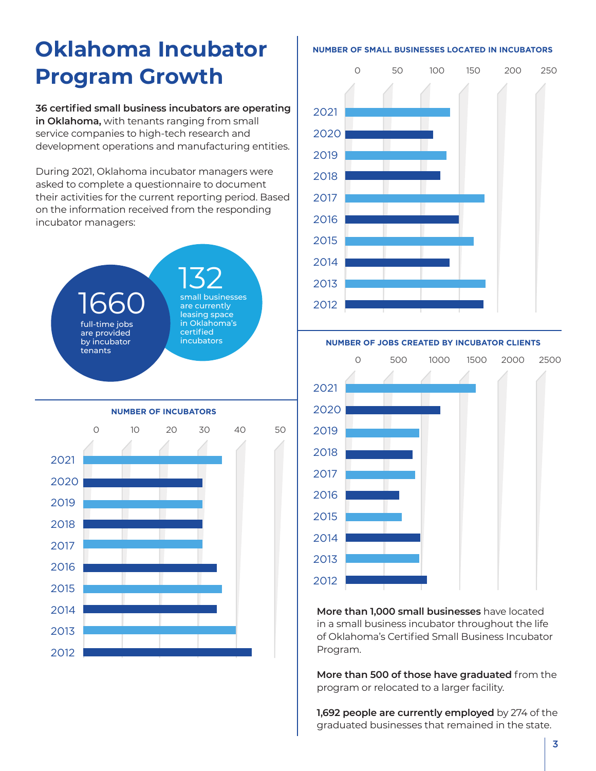# Oklahoma Incubator Program Growth

**36 certified small business incubators are operating in Oklahoma,** with tenants ranging from small service companies to high-tech research and development operations and manufacturing entities.

During 2021, Oklahoma incubator managers were asked to complete a questionnaire to document their activities for the current reporting period. Based on the information received from the responding incubator managers:

**1660** full-time jobs are provided by incubator tenants

**132** small businesses are currently leasing space in Oklahoma's certified incubators

**NUMBER OF INCUBATORS**

**NUMBER OF SMALL BUSINESSES LOCATED IN INCUBATORS**

**NUMBER OF JOBS CREATED BY INCUBATOR CLIENTS**

**More than 1,000 small businesses** have located in a small business incubator throughout the life of Oklahoma's Certified Small Business Incubator Program.

**More than 500 of those have graduated** from the program or relocated to a larger facility.

**1,692 people are currently employed** by 274 of the graduated businesses that remained in the state.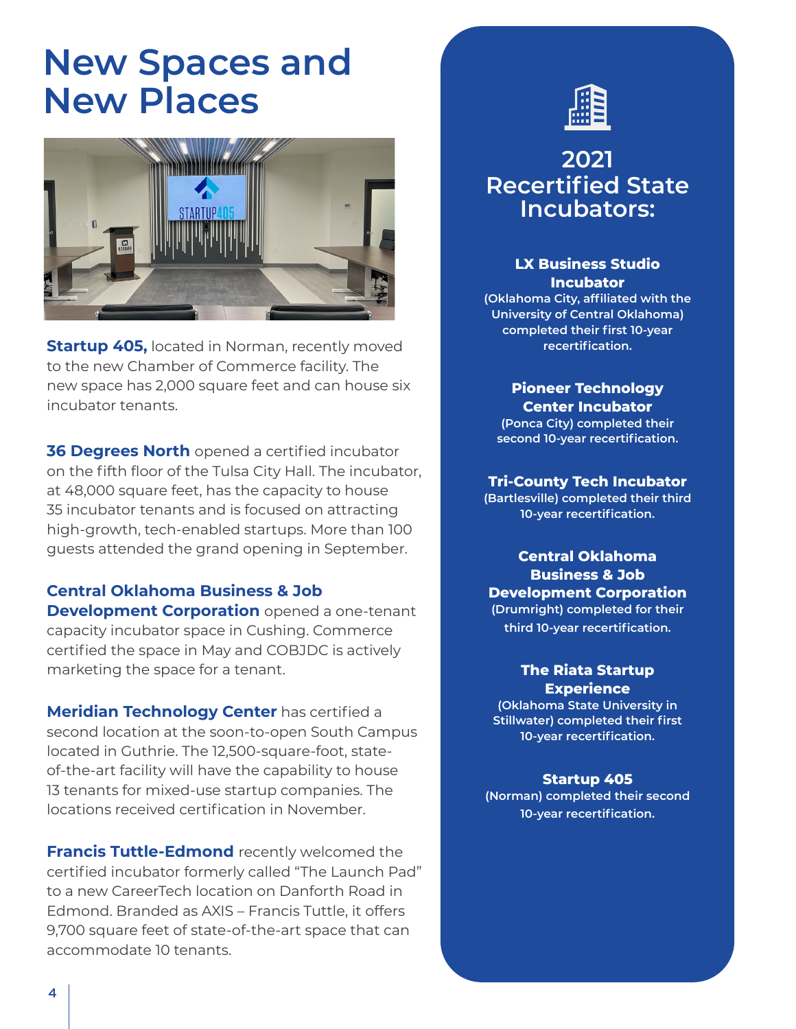# New Spaces and New Places

**Startup 405,** located in Norman, recently moved to the new Chamber of Commerce facility. The new space has 2,000 square feet and can house six incubator tenants.

**36 Degrees North** opened a certified incubator on the fifth floor of the Tulsa City Hall. The incubator, at 48,000 square feet, has the capacity to house 35 incubator tenants and is focused on attracting high-growth, tech-enabled startups. More than 100 guests attended the grand opening in September.

**Central Oklahoma Business & Job Development Corporation** opened a one-tenant capacity incubator space in Cushing. Commerce certified the space in May and COBJDC is actively marketing the space for a tenant.

**Meridian Technology Center** has certified a second location at the soon-to-open South Campus located in Guthrie. The 12,500-square-foot, state-of-the-art facility will have the capability to house 13 tenants for mixed-use startup companies. The locations received certification in November.

**Francis Tuttle-Edmond** recently welcomed the certified incubator formerly called "The Launch Pad" to a new CareerTech location on Danforth Road in Edmond. Branded as AXIS – Francis Tuttle, it offers 9,700 square feet of state-of-the-art space that can accommodate 10 tenants.

## 2021 Recertified State Incubators:

**LX Business Studio Incubator**
(Oklahoma City, affiliated with the University of Central Oklahoma) completed their first 10-year recertification.

**Pioneer Technology Center Incubator**
(Ponca City) completed their second 10-year recertification.

**Tri-County Tech Incubator**
(Bartlesville) completed their third 10-year recertification.

**Central Oklahoma Business & Job Development Corporation**
(Drumright) completed for their third 10-year recertification.

**The Riata Startup Experience**
(Oklahoma State University in Stillwater) completed their first 10-year recertification.

**Startup 405**
(Norman) completed their second 10-year recertification.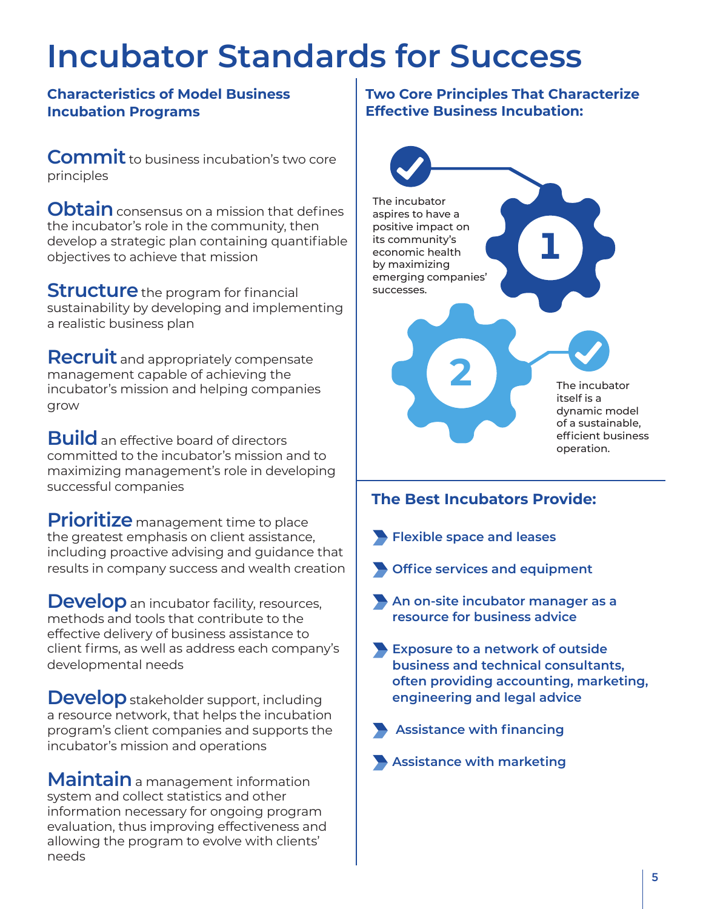# Incubator Standards for Success

### Characteristics of Model Business Incubation Programs

**Commit** to business incubation's two core principles

**Obtain** consensus on a mission that defines the incubator's role in the community, then develop a strategic plan containing quantifiable objectives to achieve that mission

**Structure** the program for financial sustainability by developing and implementing a realistic business plan

**Recruit** and appropriately compensate management capable of achieving the incubator's mission and helping companies grow

**Build** an effective board of directors committed to the incubator's mission and to maximizing management's role in developing successful companies

**Prioritize** management time to place the greatest emphasis on client assistance, including proactive advising and guidance that results in company success and wealth creation

**Develop** an incubator facility, resources, methods and tools that contribute to the effective delivery of business assistance to client firms, as well as address each company's developmental needs

**Develop** stakeholder support, including a resource network, that helps the incubation program's client companies and supports the incubator's mission and operations

**Maintain** a management information system and collect statistics and other information necessary for ongoing program evaluation, thus improving effectiveness and allowing the program to evolve with clients' needs

### Two Core Principles That Characterize Effective Business Incubation:

1. The incubator aspires to have a positive impact on its community's economic health by maximizing emerging companies' successes.
2. The incubator itself is a dynamic model of a sustainable, efficient business operation.

### The Best Incubators Provide:

- Flexible space and leases
- Office services and equipment
- An on-site incubator manager as a resource for business advice
- Exposure to a network of outside business and technical consultants, often providing accounting, marketing, engineering and legal advice
- Assistance with financing
- Assistance with marketing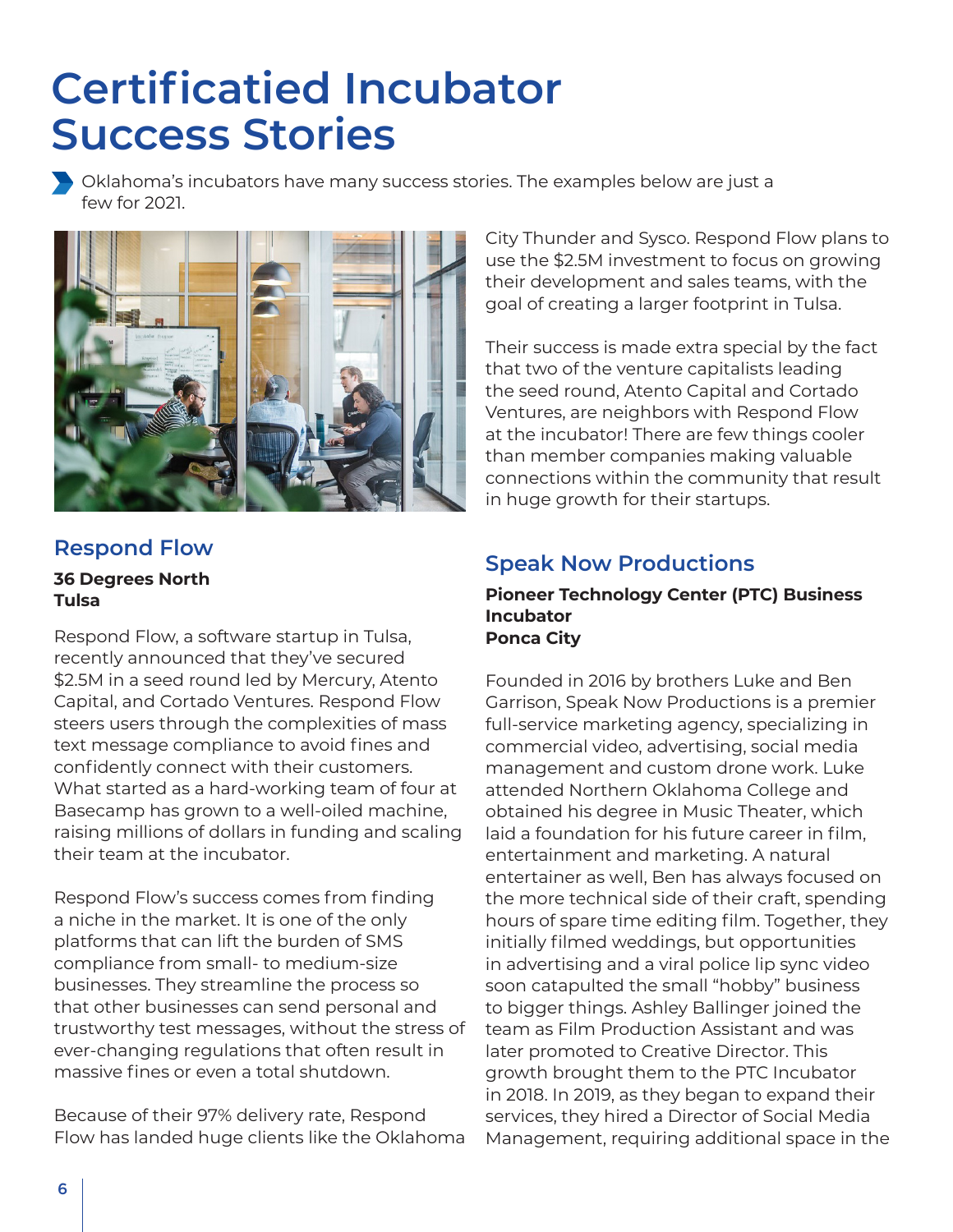# Certificatied Incubator Success Stories

Oklahoma's incubators have many success stories. The examples below are just a few for 2021.

## Respond Flow

**36 Degrees North**
**Tulsa**

Respond Flow, a software startup in Tulsa, recently announced that they've secured $2.5M in a seed round led by Mercury, Atento Capital, and Cortado Ventures. Respond Flow steers users through the complexities of mass text message compliance to avoid fines and confidently connect with their customers. What started as a hard-working team of four at Basecamp has grown to a well-oiled machine, raising millions of dollars in funding and scaling their team at the incubator.

Respond Flow's success comes from finding a niche in the market. It is one of the only platforms that can lift the burden of SMS compliance from small- to medium-size businesses. They streamline the process so that other businesses can send personal and trustworthy test messages, without the stress of ever-changing regulations that often result in massive fines or even a total shutdown.

Because of their 97% delivery rate, Respond Flow has landed huge clients like the Oklahoma City Thunder and Sysco. Respond Flow plans to use the $2.5M investment to focus on growing their development and sales teams, with the goal of creating a larger footprint in Tulsa.

Their success is made extra special by the fact that two of the venture capitalists leading the seed round, Atento Capital and Cortado Ventures, are neighbors with Respond Flow at the incubator! There are few things cooler than member companies making valuable connections within the community that result in huge growth for their startups.

## Speak Now Productions

**Pioneer Technology Center (PTC) Business Incubator**
**Ponca City**

Founded in 2016 by brothers Luke and Ben Garrison, Speak Now Productions is a premier full-service marketing agency, specializing in commercial video, advertising, social media management and custom drone work. Luke attended Northern Oklahoma College and obtained his degree in Music Theater, which laid a foundation for his future career in film, entertainment and marketing. A natural entertainer as well, Ben has always focused on the more technical side of their craft, spending hours of spare time editing film. Together, they initially filmed weddings, but opportunities in advertising and a viral police lip sync video soon catapulted the small "hobby" business to bigger things. Ashley Ballinger joined the team as Film Production Assistant and was later promoted to Creative Director. This growth brought them to the PTC Incubator in 2018. In 2019, as they began to expand their services, they hired a Director of Social Media Management, requiring additional space in the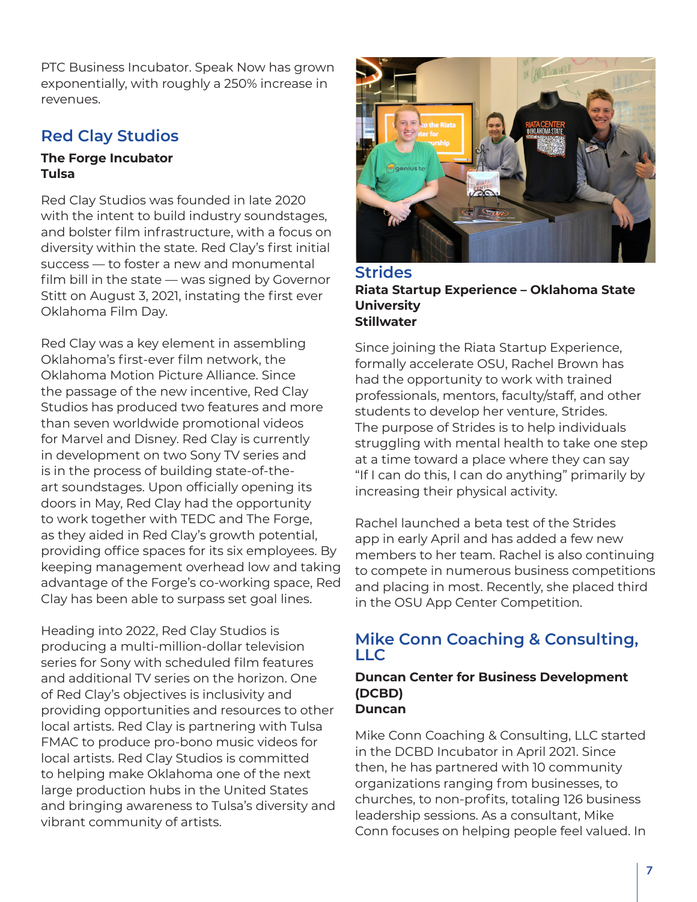PTC Business Incubator. Speak Now has grown exponentially, with roughly a 250% increase in revenues.

## Red Clay Studios

**The Forge Incubator**
**Tulsa**

Red Clay Studios was founded in late 2020 with the intent to build industry soundstages, and bolster film infrastructure, with a focus on diversity within the state. Red Clay's first initial success — to foster a new and monumental film bill in the state — was signed by Governor Stitt on August 3, 2021, instating the first ever Oklahoma Film Day.

Red Clay was a key element in assembling Oklahoma's first-ever film network, the Oklahoma Motion Picture Alliance. Since the passage of the new incentive, Red Clay Studios has produced two features and more than seven worldwide promotional videos for Marvel and Disney. Red Clay is currently in development on two Sony TV series and is in the process of building state-of-the-art soundstages. Upon officially opening its doors in May, Red Clay had the opportunity to work together with TEDC and The Forge, as they aided in Red Clay's growth potential, providing office spaces for its six employees. By keeping management overhead low and taking advantage of the Forge's co-working space, Red Clay has been able to surpass set goal lines.

Heading into 2022, Red Clay Studios is producing a multi-million-dollar television series for Sony with scheduled film features and additional TV series on the horizon. One of Red Clay's objectives is inclusivity and providing opportunities and resources to other local artists. Red Clay is partnering with Tulsa FMAC to produce pro-bono music videos for local artists. Red Clay Studios is committed to helping make Oklahoma one of the next large production hubs in the United States and bringing awareness to Tulsa's diversity and vibrant community of artists.

## Strides

**Riata Startup Experience – Oklahoma State University**
**Stillwater**

Since joining the Riata Startup Experience, formally accelerate OSU, Rachel Brown has had the opportunity to work with trained professionals, mentors, faculty/staff, and other students to develop her venture, Strides. The purpose of Strides is to help individuals struggling with mental health to take one step at a time toward a place where they can say "If I can do this, I can do anything" primarily by increasing their physical activity.

Rachel launched a beta test of the Strides app in early April and has added a few new members to her team. Rachel is also continuing to compete in numerous business competitions and placing in most. Recently, she placed third in the OSU App Center Competition.

## Mike Conn Coaching & Consulting, LLC

**Duncan Center for Business Development (DCBD)**
**Duncan**

Mike Conn Coaching & Consulting, LLC started in the DCBD Incubator in April 2021. Since then, he has partnered with 10 community organizations ranging from businesses, to churches, to non-profits, totaling 126 business leadership sessions. As a consultant, Mike Conn focuses on helping people feel valued. In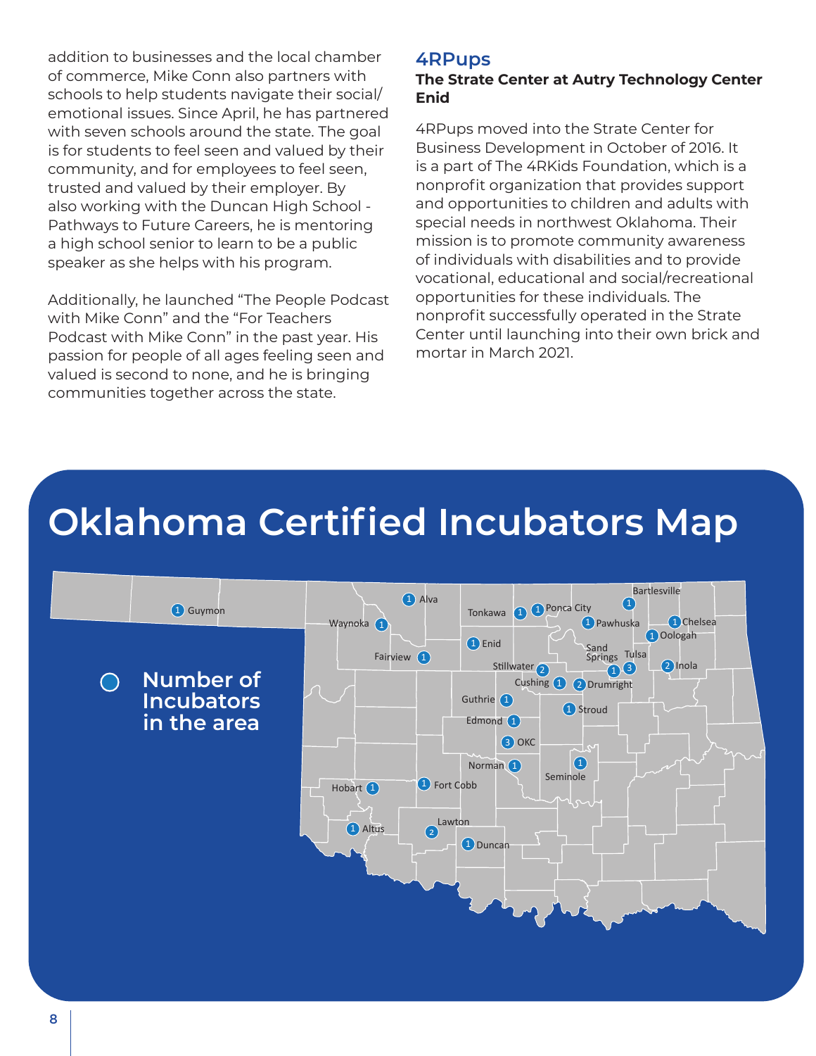addition to businesses and the local chamber of commerce, Mike Conn also partners with schools to help students navigate their social/emotional issues. Since April, he has partnered with seven schools around the state. The goal is for students to feel seen and valued by their community, and for employees to feel seen, trusted and valued by their employer. By also working with the Duncan High School - Pathways to Future Careers, he is mentoring a high school senior to learn to be a public speaker as she helps with his program.

Additionally, he launched "The People Podcast with Mike Conn" and the "For Teachers Podcast with Mike Conn" in the past year. His passion for people of all ages feeling seen and valued is second to none, and he is bringing communities together across the state.

## 4RPups

**The Strate Center at Autry Technology Center Enid**

4RPups moved into the Strate Center for Business Development in October of 2016. It is a part of The 4RKids Foundation, which is a nonprofit organization that provides support and opportunities to children and adults with special needs in northwest Oklahoma. Their mission is to promote community awareness of individuals with disabilities and to provide vocational, educational and social/recreational opportunities for these individuals. The nonprofit successfully operated in the Strate Center until launching into their own brick and mortar in March 2021.

# Oklahoma Certified Incubators Map

Number of Incubators in the area

| Location | Number of Incubators |
|---|---|
| Guymon | 1 |
| Alva | 1 |
| Waynoka | 1 |
| Fairview | 1 |
| Tonkawa | 1 |
| Ponca City | 1 |
| Enid | 1 |
| Bartlesville | 1 |
| Pawhuska | 1 |
| Chelsea | 1 |
| Oologah | 1 |
| Sand Springs | 1 |
| Tulsa | 3 |
| Inola | 2 |
| Stillwater | 2 |
| Cushing | 1 |
| Drumright | 2 |
| Guthrie | 1 |
| Stroud | 1 |
| Edmond | 1 |
| OKC | 3 |
| Norman | 1 |
| Seminole | 1 |
| Hobart | 1 |
| Fort Cobb | 1 |
| Altus | 1 |
| Lawton | 2 |
| Duncan | 1 |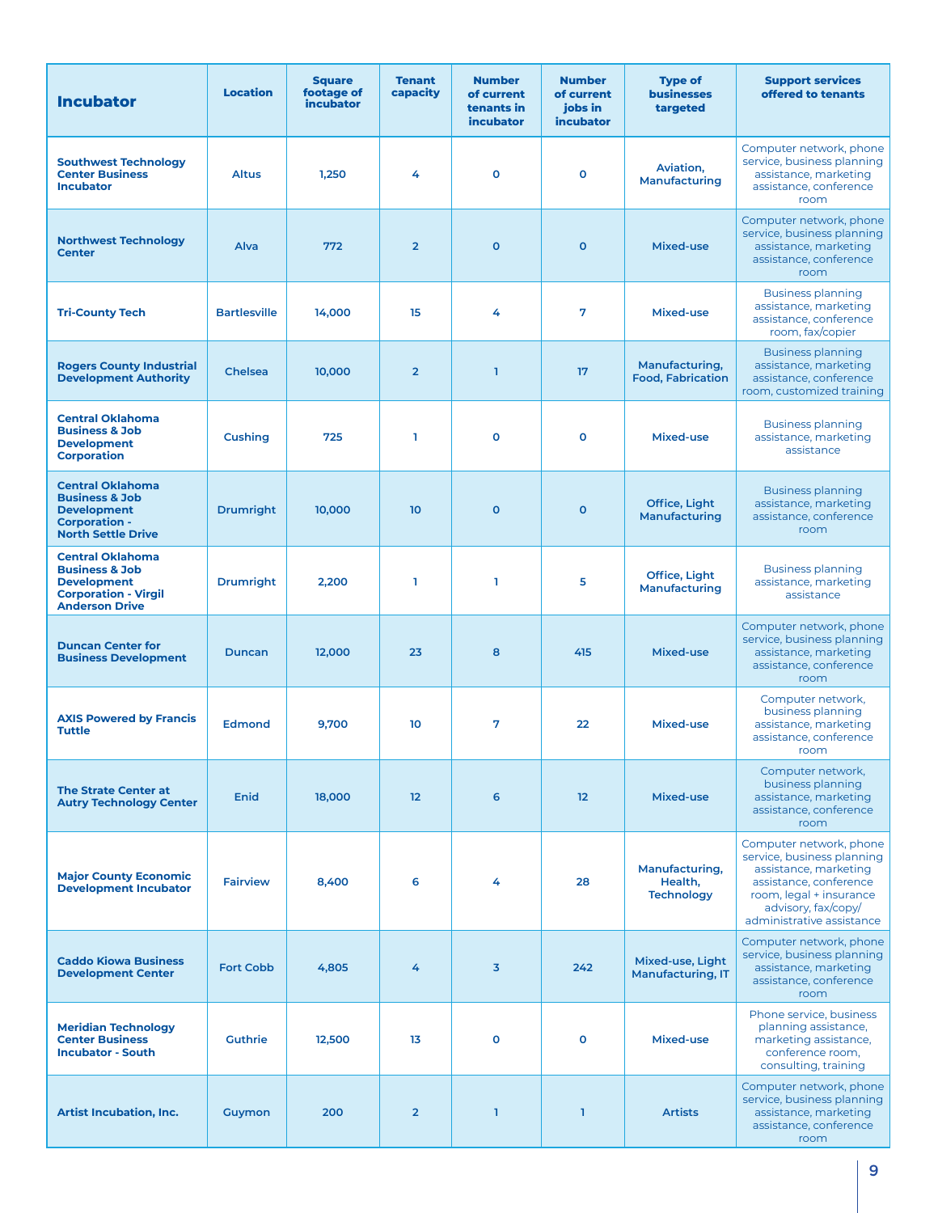| Incubator | Location | Square footage of incubator | Tenant capacity | Number of current tenants in incubator | Number of current jobs in incubator | Type of businesses targeted | Support services offered to tenants |
|---|---|---|---|---|---|---|---|
| Southwest Technology Center Business Incubator | Altus | 1,250 | 4 | 0 | 0 | Aviation, Manufacturing | Computer network, phone service, business planning assistance, marketing assistance, conference room |
| Northwest Technology Center | Alva | 772 | 2 | 0 | 0 | Mixed-use | Computer network, phone service, business planning assistance, marketing assistance, conference room |
| Tri-County Tech | Bartlesville | 14,000 | 15 | 4 | 7 | Mixed-use | Business planning assistance, marketing assistance, conference room, fax/copier |
| Rogers County Industrial Development Authority | Chelsea | 10,000 | 2 | 1 | 17 | Manufacturing, Food, Fabrication | Business planning assistance, marketing assistance, conference room, customized training |
| Central Oklahoma Business & Job Development Corporation | Cushing | 725 | 1 | 0 | 0 | Mixed-use | Business planning assistance, marketing assistance |
| Central Oklahoma Business & Job Development Corporation - North Settle Drive | Drumright | 10,000 | 10 | 0 | 0 | Office, Light Manufacturing | Business planning assistance, marketing assistance, conference room |
| Central Oklahoma Business & Job Development Corporation - Virgil Anderson Drive | Drumright | 2,200 | 1 | 1 | 5 | Office, Light Manufacturing | Business planning assistance, marketing assistance |
| Duncan Center for Business Development | Duncan | 12,000 | 23 | 8 | 415 | Mixed-use | Computer network, phone service, business planning assistance, marketing assistance, conference room |
| AXIS Powered by Francis Tuttle | Edmond | 9,700 | 10 | 7 | 22 | Mixed-use | Computer network, business planning assistance, marketing assistance, conference room |
| The Strate Center at Autry Technology Center | Enid | 18,000 | 12 | 6 | 12 | Mixed-use | Computer network, business planning assistance, marketing assistance, conference room |
| Major County Economic Development Incubator | Fairview | 8,400 | 6 | 4 | 28 | Manufacturing, Health, Technology | Computer network, phone service, business planning assistance, marketing assistance, conference room, legal + insurance advisory, fax/copy/ administrative assistance |
| Caddo Kiowa Business Development Center | Fort Cobb | 4,805 | 4 | 3 | 242 | Mixed-use, Light Manufacturing, IT | Computer network, phone service, business planning assistance, marketing assistance, conference room |
| Meridian Technology Center Business Incubator - South | Guthrie | 12,500 | 13 | 0 | 0 | Mixed-use | Phone service, business planning assistance, marketing assistance, conference room, consulting, training |
| Artist Incubation, Inc. | Guymon | 200 | 2 | 1 | 1 | Artists | Computer network, phone service, business planning assistance, marketing assistance, conference room |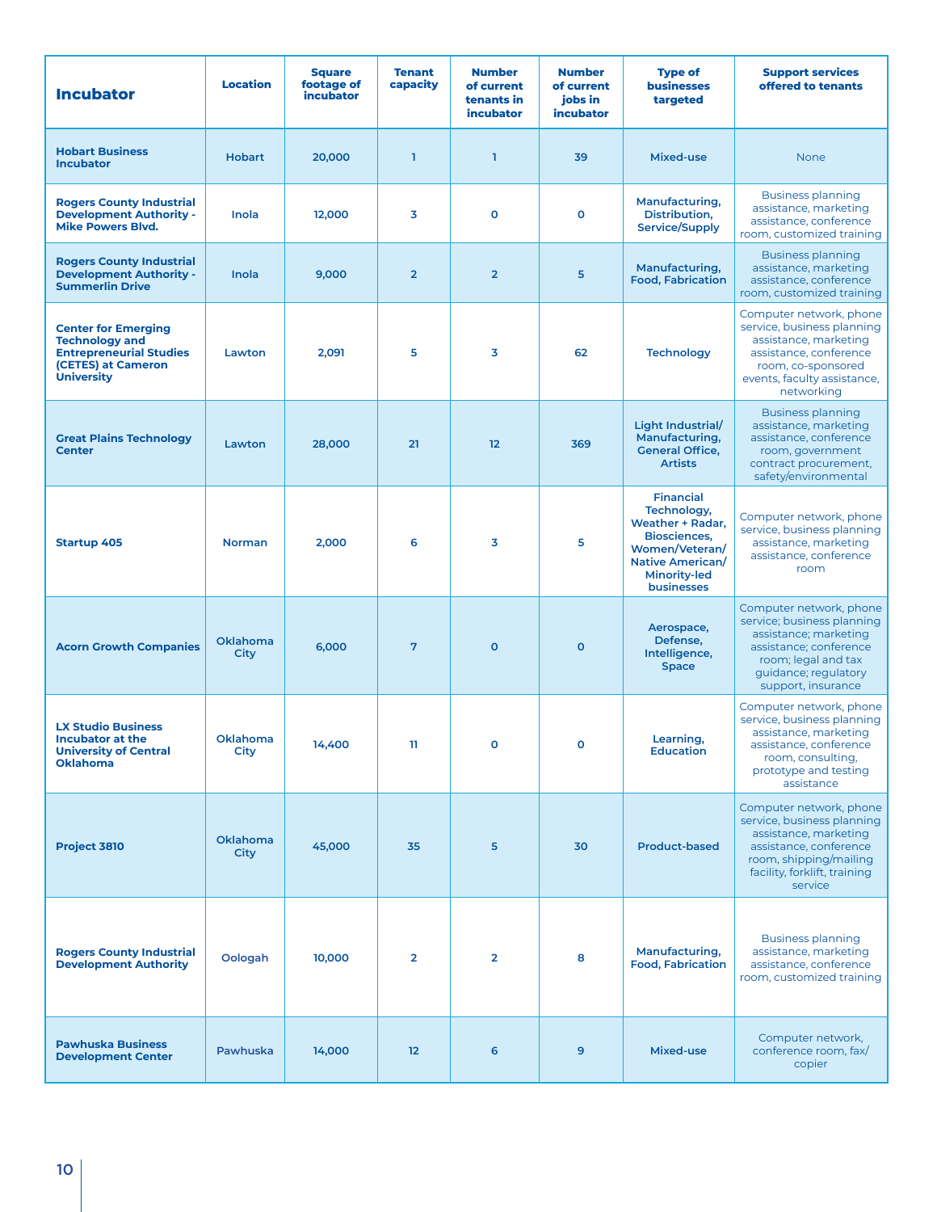| Incubator | Location | Square footage of incubator | Tenant capacity | Number of current tenants in incubator | Number of current jobs in incubator | Type of businesses targeted | Support services offered to tenants |
|---|---|---|---|---|---|---|---|
| Hobart Business Incubator | Hobart | 20,000 | 1 | 1 | 39 | Mixed-use | None |
| Rogers County Industrial Development Authority - Mike Powers Blvd. | Inola | 12,000 | 3 | 0 | 0 | Manufacturing, Distribution, Service/Supply | Business planning assistance, marketing assistance, conference room, customized training |
| Rogers County Industrial Development Authority - Summerlin Drive | Inola | 9,000 | 2 | 2 | 5 | Manufacturing, Food, Fabrication | Business planning assistance, marketing assistance, conference room, customized training |
| Center for Emerging Technology and Entrepreneurial Studies (CETES) at Cameron University | Lawton | 2,091 | 5 | 3 | 62 | Technology | Computer network, phone service, business planning assistance, marketing assistance, conference room, co-sponsored events, faculty assistance, networking |
| Great Plains Technology Center | Lawton | 28,000 | 21 | 12 | 369 | Light Industrial/ Manufacturing, General Office, Artists | Business planning assistance, marketing assistance, conference room, government contract procurement, safety/environmental |
| Startup 405 | Norman | 2,000 | 6 | 3 | 5 | Financial Technology, Weather + Radar, Biosciences, Women/Veteran/ Native American/ Minority-led businesses | Computer network, phone service, business planning assistance, marketing assistance, conference room |
| Acorn Growth Companies | Oklahoma City | 6,000 | 7 | 0 | 0 | Aerospace, Defense, Intelligence, Space | Computer network, phone service; business planning assistance; marketing assistance; conference room; legal and tax guidance; regulatory support, insurance |
| LX Studio Business Incubator at the University of Central Oklahoma | Oklahoma City | 14,400 | 11 | 0 | 0 | Learning, Education | Computer network, phone service, business planning assistance, marketing assistance, conference room, consulting, prototype and testing assistance |
| Project 3810 | Oklahoma City | 45,000 | 35 | 5 | 30 | Product-based | Computer network, phone service, business planning assistance, marketing assistance, conference room, shipping/mailing facility, forklift, training service |
| Rogers County Industrial Development Authority | Oologah | 10,000 | 2 | 2 | 8 | Manufacturing, Food, Fabrication | Business planning assistance, marketing assistance, conference room, customized training |
| Pawhuska Business Development Center | Pawhuska | 14,000 | 12 | 6 | 9 | Mixed-use | Computer network, conference room, fax/ copier |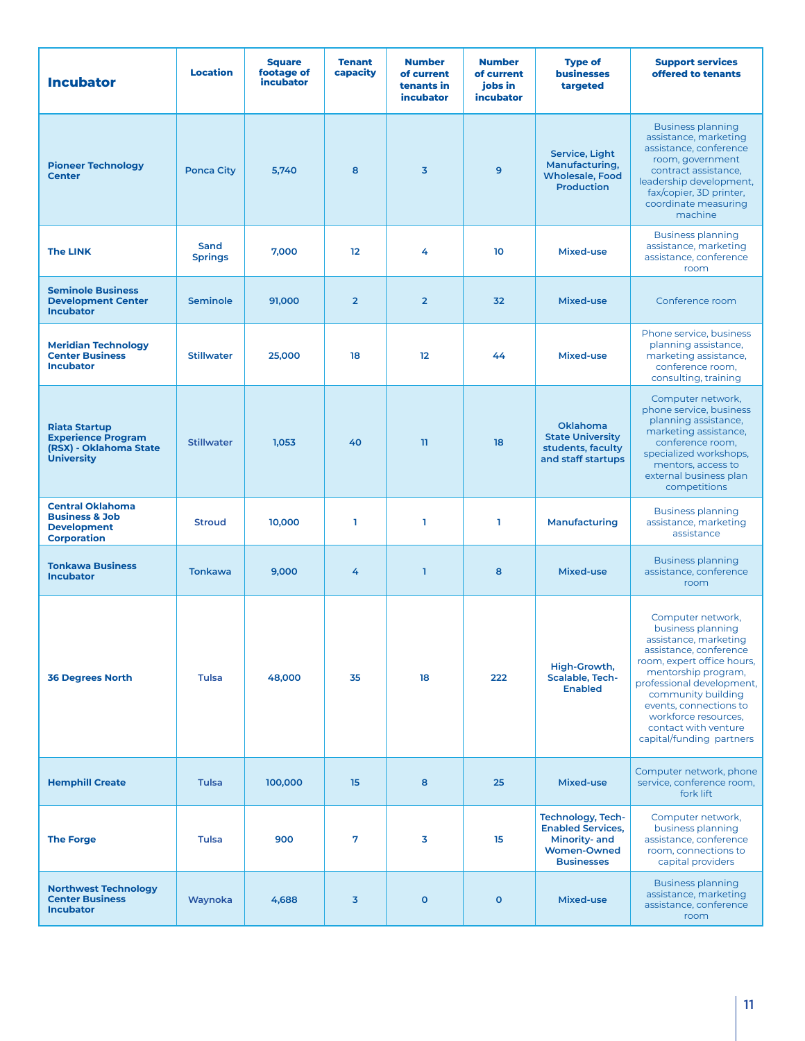| Incubator | Location | Square footage of incubator | Tenant capacity | Number of current tenants in incubator | Number of current jobs in incubator | Type of businesses targeted | Support services offered to tenants |
|---|---|---|---|---|---|---|---|
| Pioneer Technology Center | Ponca City | 5,740 | 8 | 3 | 9 | Service, Light Manufacturing, Wholesale, Food Production | Business planning assistance, marketing assistance, conference room, government contract assistance, leadership development, fax/copier, 3D printer, coordinate measuring machine |
| The LINK | Sand Springs | 7,000 | 12 | 4 | 10 | Mixed-use | Business planning assistance, marketing assistance, conference room |
| Seminole Business Development Center Incubator | Seminole | 91,000 | 2 | 2 | 32 | Mixed-use | Conference room |
| Meridian Technology Center Business Incubator | Stillwater | 25,000 | 18 | 12 | 44 | Mixed-use | Phone service, business planning assistance, marketing assistance, conference room, consulting, training |
| Riata Startup Experience Program (RSX) - Oklahoma State University | Stillwater | 1,053 | 40 | 11 | 18 | Oklahoma State University students, faculty and staff startups | Computer network, phone service, business planning assistance, marketing assistance, conference room, specialized workshops, mentors, access to external business plan competitions |
| Central Oklahoma Business & Job Development Corporation | Stroud | 10,000 | 1 | 1 | 1 | Manufacturing | Business planning assistance, marketing assistance |
| Tonkawa Business Incubator | Tonkawa | 9,000 | 4 | 1 | 8 | Mixed-use | Business planning assistance, conference room |
| 36 Degrees North | Tulsa | 48,000 | 35 | 18 | 222 | High-Growth, Scalable, Tech-Enabled | Computer network, business planning assistance, marketing assistance, conference room, expert office hours, mentorship program, professional development, community building events, connections to workforce resources, contact with venture capital/funding partners |
| Hemphill Create | Tulsa | 100,000 | 15 | 8 | 25 | Mixed-use | Computer network, phone service, conference room, fork lift |
| The Forge | Tulsa | 900 | 7 | 3 | 15 | Technology, Tech-Enabled Services, Minority- and Women-Owned Businesses | Computer network, business planning assistance, conference room, connections to capital providers |
| Northwest Technology Center Business Incubator | Waynoka | 4,688 | 3 | 0 | 0 | Mixed-use | Business planning assistance, marketing assistance, conference room |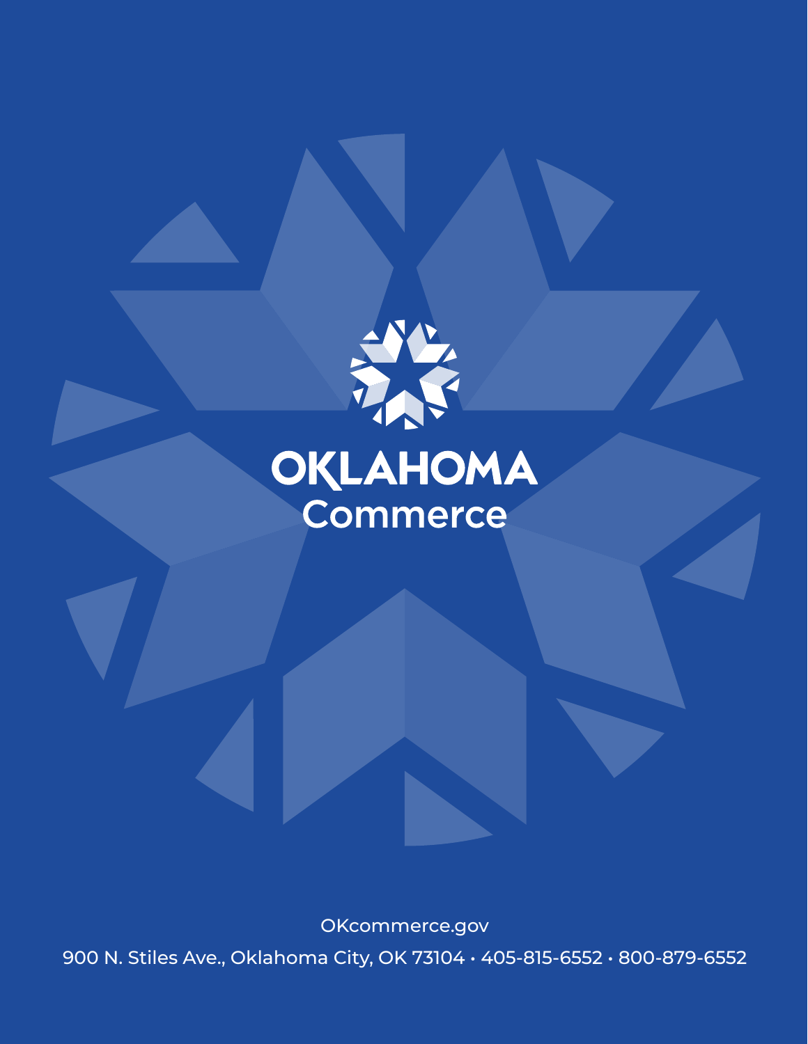OKLAHOMA
Commerce

OKcommerce.gov

900 N. Stiles Ave., Oklahoma City, OK 73104 • 405-815-6552 • 800-879-6552